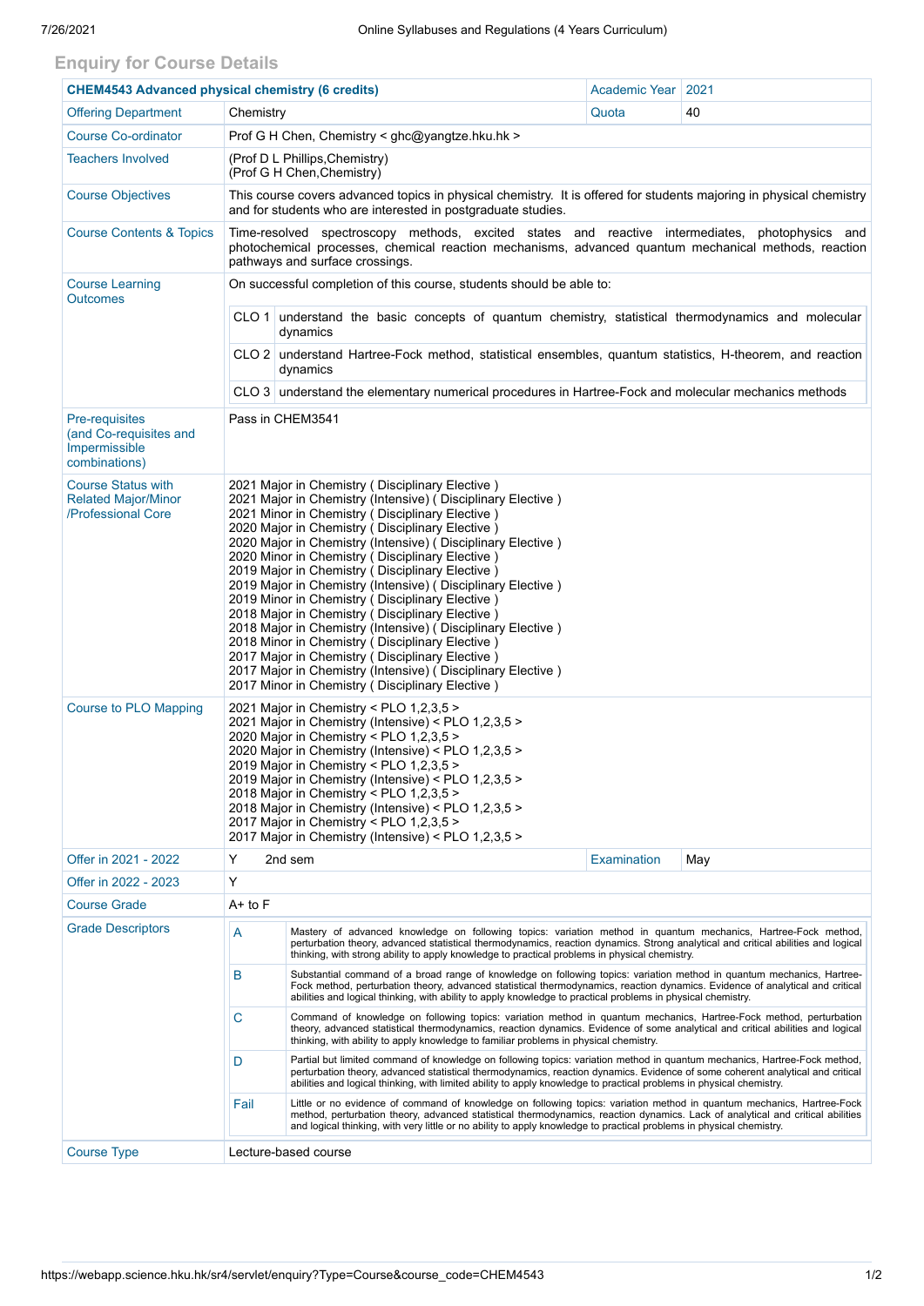## Enquiry for Course Details

| **CHEM4543 Advanced physical chemistry (6 credits)** | | Academic Year | 2021 |
|---|---|---|---|
| Offering Department | Chemistry | Quota | 40 |
| Course Co-ordinator | Prof G H Chen, Chemistry < ghc@yangtze.hku.hk > | | |
| Teachers Involved | (Prof D L Phillips,Chemistry)<br>(Prof G H Chen,Chemistry) | | |
| Course Objectives | This course covers advanced topics in physical chemistry. It is offered for students majoring in physical chemistry and for students who are interested in postgraduate studies. | | |
| Course Contents & Topics | Time-resolved spectroscopy methods, excited states and reactive intermediates, photophysics and photochemical processes, chemical reaction mechanisms, advanced quantum mechanical methods, reaction pathways and surface crossings. | | |
| Course Learning Outcomes | On successful completion of this course, students should be able to:<br>CLO 1 understand the basic concepts of quantum chemistry, statistical thermodynamics and molecular dynamics<br>CLO 2 understand Hartree-Fock method, statistical ensembles, quantum statistics, H-theorem, and reaction dynamics<br>CLO 3 understand the elementary numerical procedures in Hartree-Fock and molecular mechanics methods | | |
| Pre-requisites (and Co-requisites and Impermissible combinations) | Pass in CHEM3541 | | |
| Course Status with Related Major/Minor /Professional Core | 2021 Major in Chemistry ( Disciplinary Elective )<br>2021 Major in Chemistry (Intensive) ( Disciplinary Elective )<br>2021 Minor in Chemistry ( Disciplinary Elective )<br>2020 Major in Chemistry ( Disciplinary Elective )<br>2020 Major in Chemistry (Intensive) ( Disciplinary Elective )<br>2020 Minor in Chemistry ( Disciplinary Elective )<br>2019 Major in Chemistry ( Disciplinary Elective )<br>2019 Major in Chemistry (Intensive) ( Disciplinary Elective )<br>2019 Minor in Chemistry ( Disciplinary Elective )<br>2018 Major in Chemistry ( Disciplinary Elective )<br>2018 Major in Chemistry (Intensive) ( Disciplinary Elective )<br>2018 Minor in Chemistry ( Disciplinary Elective )<br>2017 Major in Chemistry ( Disciplinary Elective )<br>2017 Major in Chemistry (Intensive) ( Disciplinary Elective )<br>2017 Minor in Chemistry ( Disciplinary Elective ) | | |
| Course to PLO Mapping | 2021 Major in Chemistry < PLO 1,2,3,5 ><br>2021 Major in Chemistry (Intensive) < PLO 1,2,3,5 ><br>2020 Major in Chemistry < PLO 1,2,3,5 ><br>2020 Major in Chemistry (Intensive) < PLO 1,2,3,5 ><br>2019 Major in Chemistry < PLO 1,2,3,5 ><br>2019 Major in Chemistry (Intensive) < PLO 1,2,3,5 ><br>2018 Major in Chemistry < PLO 1,2,3,5 ><br>2018 Major in Chemistry (Intensive) < PLO 1,2,3,5 ><br>2017 Major in Chemistry < PLO 1,2,3,5 ><br>2017 Major in Chemistry (Intensive) < PLO 1,2,3,5 > | | |
| Offer in 2021 - 2022 | Y 2nd sem | Examination | May |
| Offer in 2022 - 2023 | Y | | |
| Course Grade | A+ to F | | |
| Grade Descriptors | **A** Mastery of advanced knowledge on following topics: variation method in quantum mechanics, Hartree-Fock method, perturbation theory, advanced statistical thermodynamics, reaction dynamics. Strong analytical and critical abilities and logical thinking, with strong ability to apply knowledge to practical problems in physical chemistry.<br>**B** Substantial command of a broad range of knowledge on following topics: variation method in quantum mechanics, Hartree-Fock method, perturbation theory, advanced statistical thermodynamics, reaction dynamics. Evidence of analytical and critical abilities and logical thinking, with ability to apply knowledge to practical problems in physical chemistry.<br>**C** Command of knowledge on following topics: variation method in quantum mechanics, Hartree-Fock method, perturbation theory, advanced statistical thermodynamics, reaction dynamics. Evidence of some analytical and critical abilities and logical thinking, with ability to apply knowledge to familiar problems in physical chemistry.<br>**D** Partial but limited command of knowledge on following topics: variation method in quantum mechanics, Hartree-Fock method, perturbation theory, advanced statistical thermodynamics, reaction dynamics. Evidence of some coherent analytical and critical abilities and logical thinking, with limited ability to apply knowledge to practical problems in physical chemistry.<br>**Fail** Little or no evidence of command of knowledge on following topics: variation method in quantum mechanics, Hartree-Fock method, perturbation theory, advanced statistical thermodynamics, reaction dynamics. Lack of analytical and critical abilities and logical thinking, with very little or no ability to apply knowledge to practical problems in physical chemistry. | | |
| Course Type | Lecture-based course | | |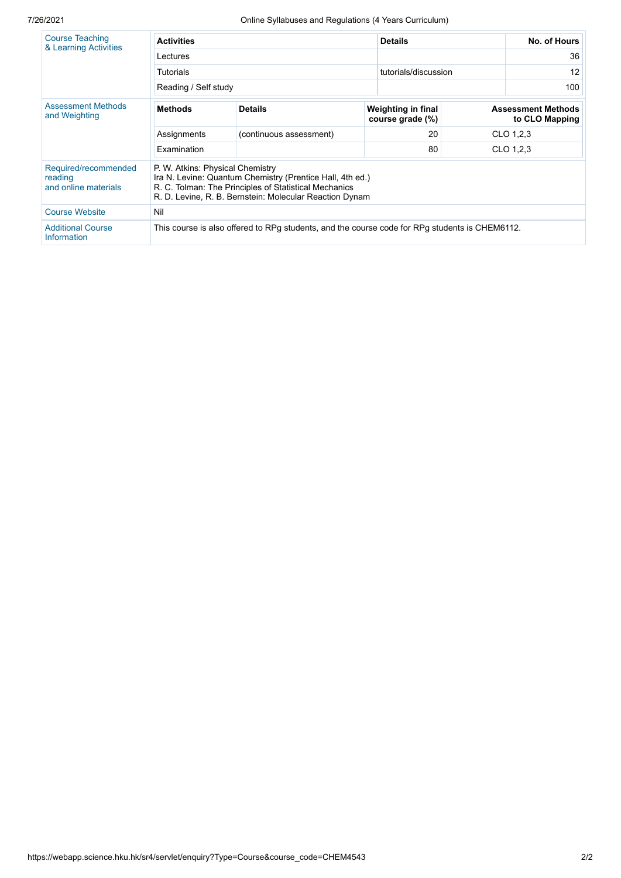| | |
|---|---|
| Course Teaching & Learning Activities | |

| Activities | Details | No. of Hours |
|---|---|---|
| Lectures | | 36 |
| Tutorials | tutorials/discussion | 12 |
| Reading / Self study | | 100 |

| | |
|---|---|
| Assessment Methods and Weighting | |

| Methods | Details | Weighting in final course grade (%) | Assessment Methods to CLO Mapping |
|---|---|---|---|
| Assignments | (continuous assessment) | 20 | CLO 1,2,3 |
| Examination | | 80 | CLO 1,2,3 |

| | |
|---|---|
| Required/recommended reading and online materials | P. W. Atkins: Physical Chemistry<br>Ira N. Levine: Quantum Chemistry (Prentice Hall, 4th ed.)<br>R. C. Tolman: The Principles of Statistical Mechanics<br>R. D. Levine, R. B. Bernstein: Molecular Reaction Dynam |
| Course Website | Nil |
| Additional Course Information | This course is also offered to RPg students, and the course code for RPg students is CHEM6112. |